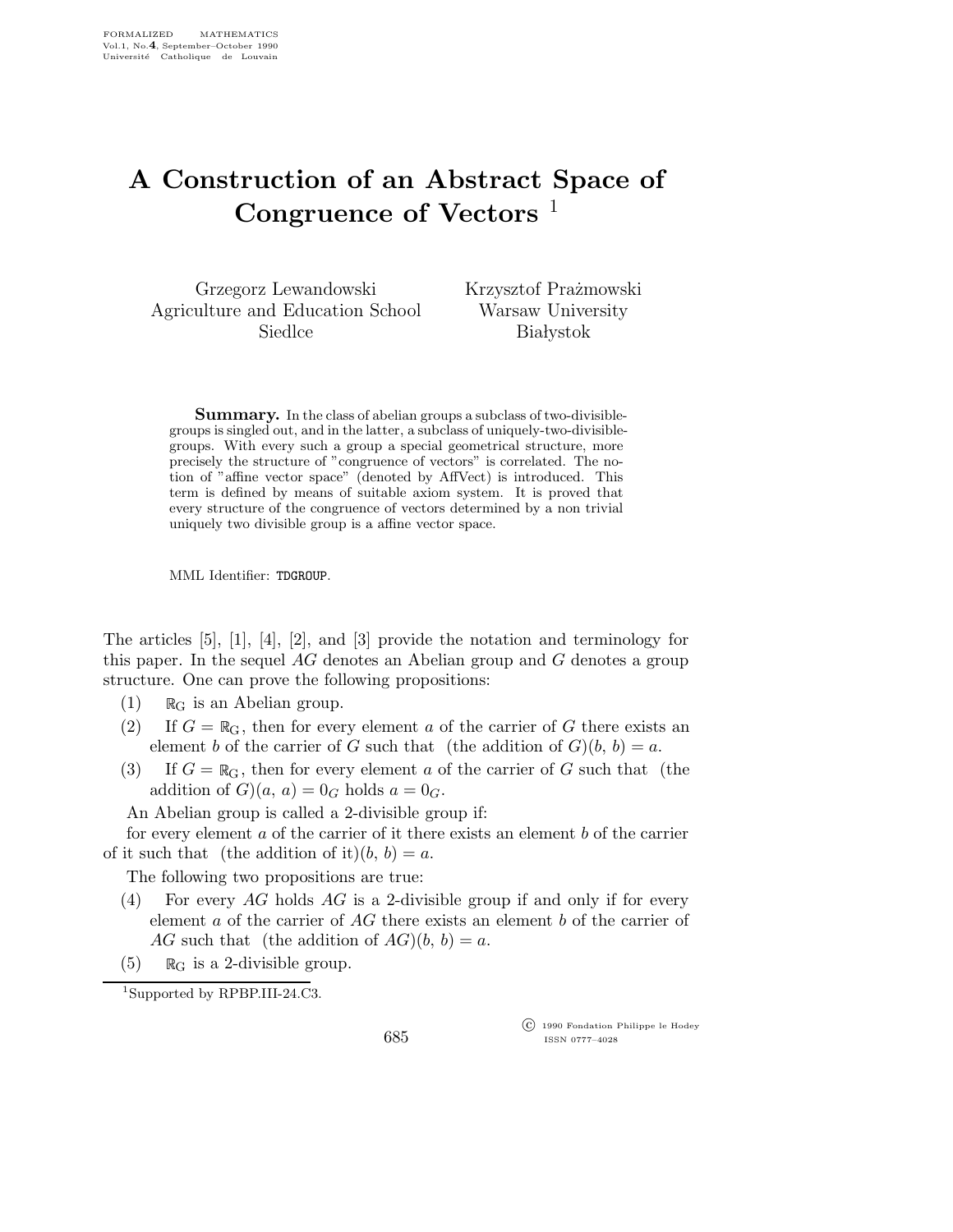# A Construction of an Abstract Space of Congruence of Vectors [1]

Grzegorz Lewandowski
Agriculture and Education School
Siedlce

Krzysztof Prażmowski
Warsaw University
Białystok

**Summary.** In the class of abelian groups a subclass of two-divisible-groups is singled out, and in the latter, a subclass of uniquely-two-divisible-groups. With every such a group a special geometrical structure, more precisely the structure of "congruence of vectors" is correlated. The notion of "affine vector space" (denoted by AffVect) is introduced. This term is defined by means of suitable axiom system. It is proved that every structure of the congruence of vectors determined by a non trivial uniquely two divisible group is a affine vector space.

MML Identifier: TDGROUP.

The articles [5], [1], [4], [2], and [3] provide the notation and terminology for this paper. In the sequel $AG$ denotes an Abelian group and $G$ denotes a group structure. One can prove the following propositions:

(1) $\mathbb{R}_{\rm G}$ is an Abelian group.

(2) If $G = \mathbb{R}_{\rm G}$, then for every element $a$ of the carrier of $G$ there exists an element $b$ of the carrier of $G$ such that (the addition of $G$)($b$, $b$) $= a$.

(3) If $G = \mathbb{R}_{\rm G}$, then for every element $a$ of the carrier of $G$ such that (the addition of $G$)($a$, $a$) $= 0_G$ holds $a = 0_G$.

An Abelian group is called a 2-divisible group if:

for every element $a$ of the carrier of it there exists an element $b$ of the carrier of it such that (the addition of it)($b$, $b$) $= a$.

The following two propositions are true:

(4) For every $AG$ holds $AG$ is a 2-divisible group if and only if for every element $a$ of the carrier of $AG$ there exists an element $b$ of the carrier of $AG$ such that (the addition of $AG$)($b$, $b$) $= a$.

(5) $\mathbb{R}_{\rm G}$ is a 2-divisible group.

[1] Supported by RPBP.III-24.C3.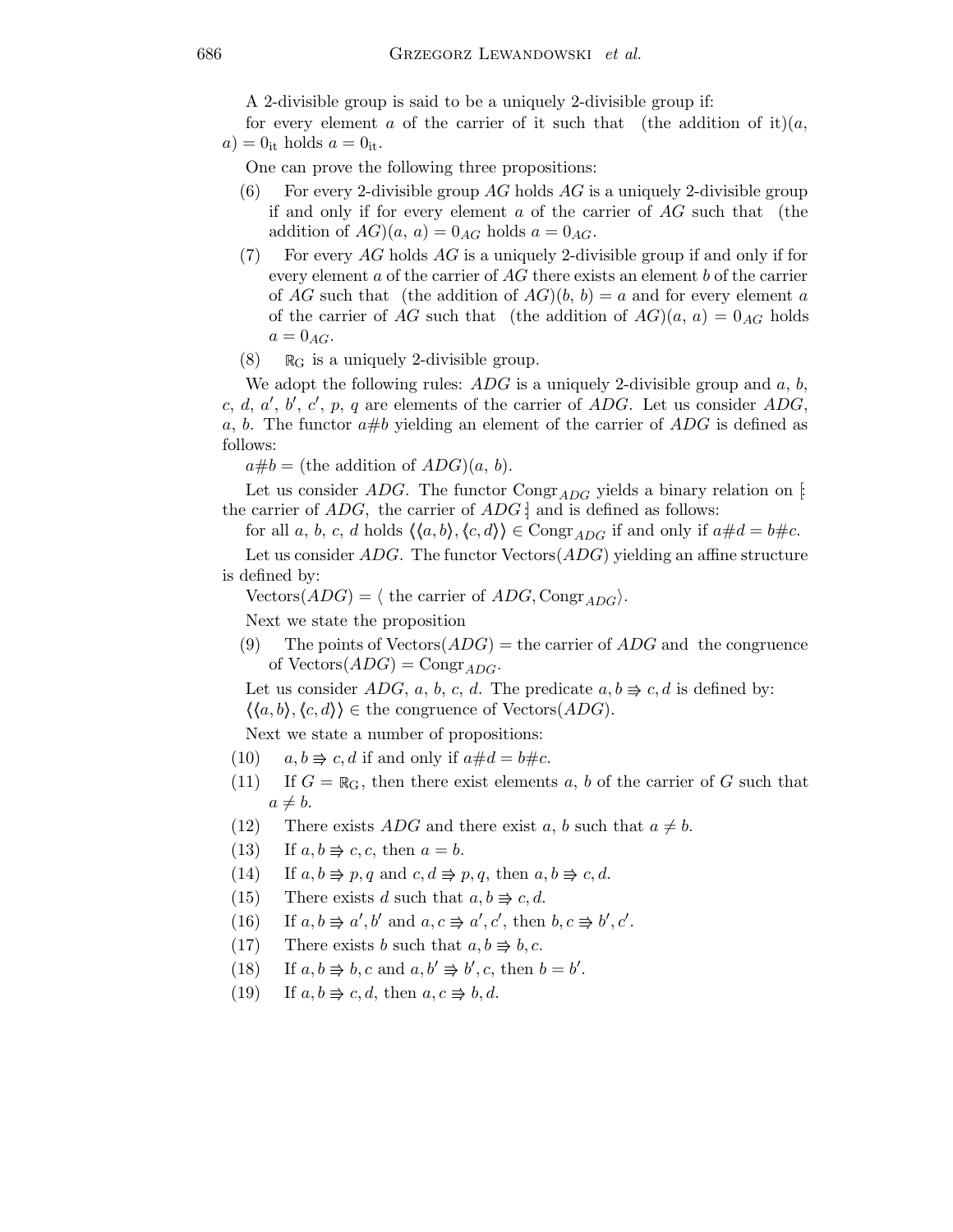A 2-divisible group is said to be a uniquely 2-divisible group if:

for every element $a$ of the carrier of it such that (the addition of it)$(a, a) = 0_{\rm it}$ holds $a = 0_{\rm it}$.

One can prove the following three propositions:

(6) For every 2-divisible group $AG$ holds $AG$ is a uniquely 2-divisible group if and only if for every element $a$ of the carrier of $AG$ such that (the addition of $AG$)$(a, a) = 0_{AG}$ holds $a = 0_{AG}$.

(7) For every $AG$ holds $AG$ is a uniquely 2-divisible group if and only if for every element $a$ of the carrier of $AG$ there exists an element $b$ of the carrier of $AG$ such that (the addition of $AG$)$(b, b) = a$ and for every element $a$ of the carrier of $AG$ such that (the addition of $AG$)$(a, a) = 0_{AG}$ holds $a = 0_{AG}$.

(8) $\mathbb{R}_{\rm G}$ is a uniquely 2-divisible group.

We adopt the following rules: $ADG$ is a uniquely 2-divisible group and $a$, $b$, $c$, $d$, $a'$, $b'$, $c'$, $p$, $q$ are elements of the carrier of $ADG$. Let us consider $ADG$, $a$, $b$. The functor $a\#b$ yielding an element of the carrier of $ADG$ is defined as follows:

$a\#b =$ (the addition of $ADG$)$(a, b)$.

Let us consider $ADG$. The functor $\mathrm{Congr}_{ADG}$ yields a binary relation on $[\!:$ the carrier of $ADG$, the carrier of $ADG\,:\!]$ and is defined as follows:

for all $a$, $b$, $c$, $d$ holds $\langle\langle a, b\rangle, \langle c, d\rangle\rangle \in \mathrm{Congr}_{ADG}$ if and only if $a\#d = b\#c$.

Let us consider $ADG$. The functor $\mathrm{Vectors}(ADG)$ yielding an affine structure is defined by:

$\mathrm{Vectors}(ADG) = \langle$ the carrier of $ADG, \mathrm{Congr}_{ADG}\rangle$.

Next we state the proposition

(9) The points of $\mathrm{Vectors}(ADG) =$ the carrier of $ADG$ and the congruence of $\mathrm{Vectors}(ADG) = \mathrm{Congr}_{ADG}$.

Let us consider $ADG$, $a$, $b$, $c$, $d$. The predicate $a, b \Rrightarrow c, d$ is defined by:

$\langle\langle a, b\rangle, \langle c, d\rangle\rangle \in$ the congruence of $\mathrm{Vectors}(ADG)$.

Next we state a number of propositions:

(10) $a, b \Rrightarrow c, d$ if and only if $a\#d = b\#c$.

(11) If $G = \mathbb{R}_{\rm G}$, then there exist elements $a$, $b$ of the carrier of $G$ such that $a \neq b$.

(12) There exists $ADG$ and there exist $a$, $b$ such that $a \neq b$.

(13) If $a, b \Rrightarrow c, c$, then $a = b$.

(14) If $a, b \Rrightarrow p, q$ and $c, d \Rrightarrow p, q$, then $a, b \Rrightarrow c, d$.

(15) There exists $d$ such that $a, b \Rrightarrow c, d$.

(16) If $a, b \Rrightarrow a', b'$ and $a, c \Rrightarrow a', c'$, then $b, c \Rrightarrow b', c'$.

(17) There exists $b$ such that $a, b \Rrightarrow b, c$.

(18) If $a, b \Rrightarrow b, c$ and $a, b' \Rrightarrow b', c$, then $b = b'$.

(19) If $a, b \Rrightarrow c, d$, then $a, c \Rrightarrow b, d$.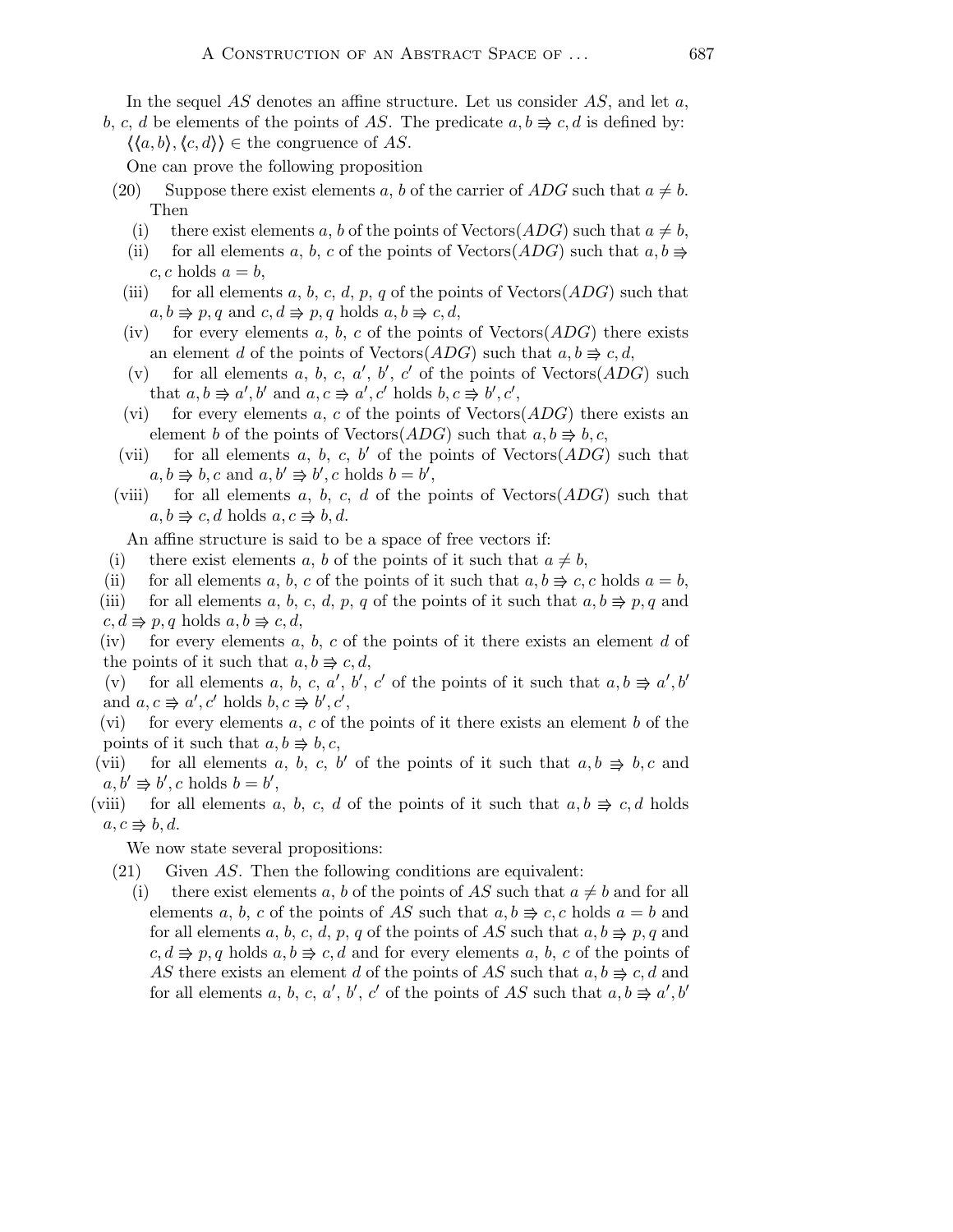In the sequel $AS$ denotes an affine structure. Let us consider $AS$, and let $a$, $b$, $c$, $d$ be elements of the points of $AS$. The predicate $a, b \Rrightarrow c, d$ is defined by: $\langle\langle a, b\rangle, \langle c, d\rangle\rangle \in$ the congruence of $AS$.

One can prove the following proposition

(20) Suppose there exist elements $a$, $b$ of the carrier of $ADG$ such that $a \neq b$. Then

  (i) there exist elements $a$, $b$ of the points of Vectors($ADG$) such that $a \neq b$,
  
  (ii) for all elements $a$, $b$, $c$ of the points of Vectors($ADG$) such that $a, b \Rrightarrow c, c$ holds $a = b$,
  
  (iii) for all elements $a$, $b$, $c$, $d$, $p$, $q$ of the points of Vectors($ADG$) such that $a, b \Rrightarrow p, q$ and $c, d \Rrightarrow p, q$ holds $a, b \Rrightarrow c, d$,
  
  (iv) for every elements $a$, $b$, $c$ of the points of Vectors($ADG$) there exists an element $d$ of the points of Vectors($ADG$) such that $a, b \Rrightarrow c, d$,
  
  (v) for all elements $a$, $b$, $c$, $a'$, $b'$, $c'$ of the points of Vectors($ADG$) such that $a, b \Rrightarrow a', b'$ and $a, c \Rrightarrow a', c'$ holds $b, c \Rrightarrow b', c'$,
  
  (vi) for every elements $a$, $c$ of the points of Vectors($ADG$) there exists an element $b$ of the points of Vectors($ADG$) such that $a, b \Rrightarrow b, c$,
  
  (vii) for all elements $a$, $b$, $c$, $b'$ of the points of Vectors($ADG$) such that $a, b \Rrightarrow b, c$ and $a, b' \Rrightarrow b', c$ holds $b = b'$,
  
  (viii) for all elements $a$, $b$, $c$, $d$ of the points of Vectors($ADG$) such that $a, b \Rrightarrow c, d$ holds $a, c \Rrightarrow b, d$.

An affine structure is said to be a space of free vectors if:

(i) there exist elements $a$, $b$ of the points of it such that $a \neq b$,

(ii) for all elements $a$, $b$, $c$ of the points of it such that $a, b \Rrightarrow c, c$ holds $a = b$,

(iii) for all elements $a$, $b$, $c$, $d$, $p$, $q$ of the points of it such that $a, b \Rrightarrow p, q$ and $c, d \Rrightarrow p, q$ holds $a, b \Rrightarrow c, d$,

(iv) for every elements $a$, $b$, $c$ of the points of it there exists an element $d$ of the points of it such that $a, b \Rrightarrow c, d$,

(v) for all elements $a$, $b$, $c$, $a'$, $b'$, $c'$ of the points of it such that $a, b \Rrightarrow a', b'$ and $a, c \Rrightarrow a', c'$ holds $b, c \Rrightarrow b', c'$,

(vi) for every elements $a$, $c$ of the points of it there exists an element $b$ of the points of it such that $a, b \Rrightarrow b, c$,

(vii) for all elements $a$, $b$, $c$, $b'$ of the points of it such that $a, b \Rrightarrow b, c$ and $a, b' \Rrightarrow b', c$ holds $b = b'$,

(viii) for all elements $a$, $b$, $c$, $d$ of the points of it such that $a, b \Rrightarrow c, d$ holds $a, c \Rrightarrow b, d$.

We now state several propositions:

(21) Given $AS$. Then the following conditions are equivalent:

  (i) there exist elements $a$, $b$ of the points of $AS$ such that $a \neq b$ and for all elements $a$, $b$, $c$ of the points of $AS$ such that $a, b \Rrightarrow c, c$ holds $a = b$ and for all elements $a$, $b$, $c$, $d$, $p$, $q$ of the points of $AS$ such that $a, b \Rrightarrow p, q$ and $c, d \Rrightarrow p, q$ holds $a, b \Rrightarrow c, d$ and for every elements $a$, $b$, $c$ of the points of $AS$ there exists an element $d$ of the points of $AS$ such that $a, b \Rrightarrow c, d$ and for all elements $a$, $b$, $c$, $a'$, $b'$, $c'$ of the points of $AS$ such that $a, b \Rrightarrow a', b'$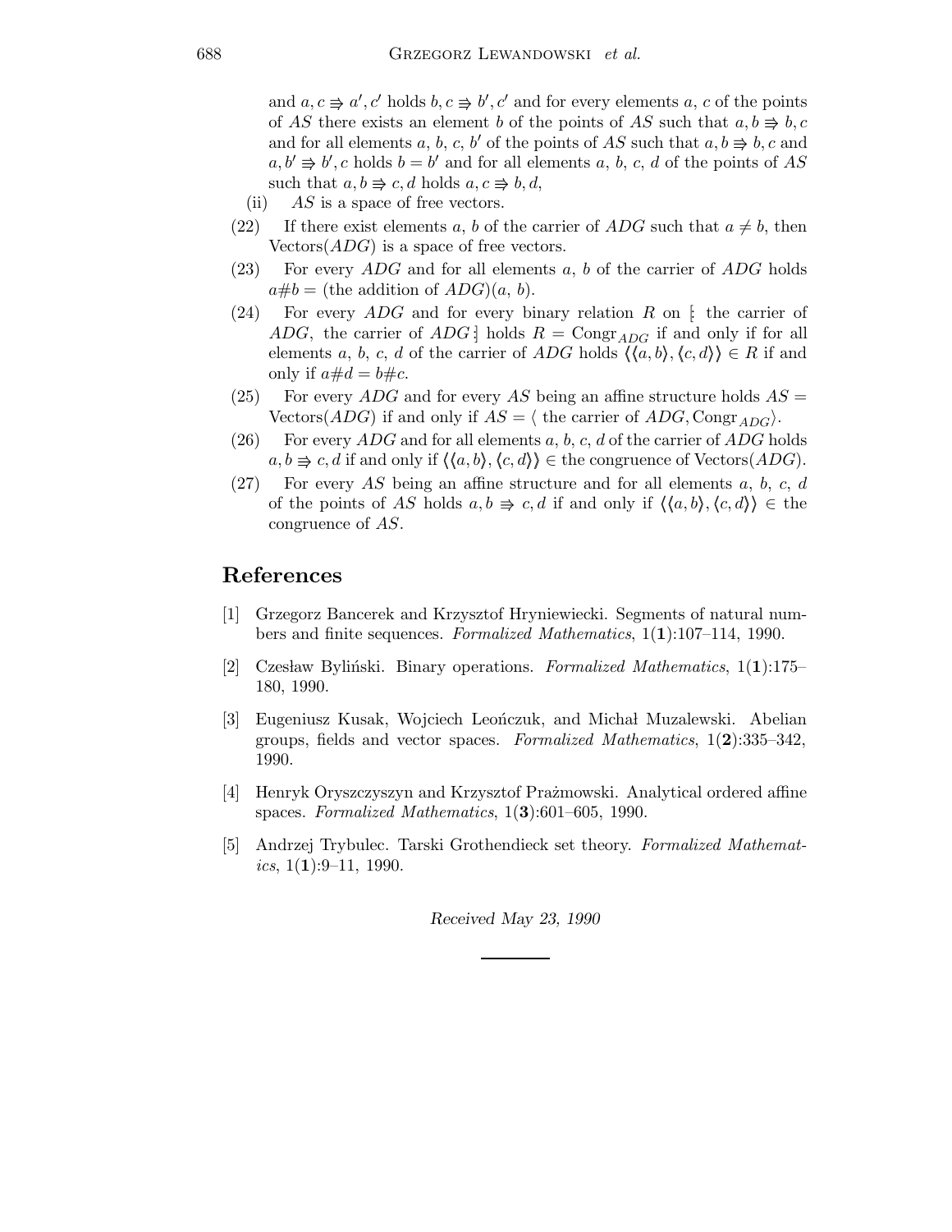and $a, c \Rrightarrow a', c'$ holds $b, c \Rrightarrow b', c'$ and for every elements $a$, $c$ of the points of $AS$ there exists an element $b$ of the points of $AS$ such that $a, b \Rrightarrow b, c$ and for all elements $a$, $b$, $c$, $b'$ of the points of $AS$ such that $a, b \Rrightarrow b, c$ and $a, b' \Rrightarrow b', c$ holds $b = b'$ and for all elements $a$, $b$, $c$, $d$ of the points of $AS$ such that $a, b \Rrightarrow c, d$ holds $a, c \Rrightarrow b, d$,

(ii) $AS$ is a space of free vectors.

(22) If there exist elements $a$, $b$ of the carrier of $ADG$ such that $a \neq b$, then Vectors($ADG$) is a space of free vectors.

(23) For every $ADG$ and for all elements $a$, $b$ of the carrier of $ADG$ holds $a \# b =$ (the addition of $ADG$)($a$, $b$).

(24) For every $ADG$ and for every binary relation $R$ on [: the carrier of $ADG$, the carrier of $ADG$ :] holds $R = \mathrm{Congr}_{ADG}$ if and only if for all elements $a$, $b$, $c$, $d$ of the carrier of $ADG$ holds $\langle\langle a, b\rangle, \langle c, d\rangle\rangle \in R$ if and only if $a \# d = b \# c$.

(25) For every $ADG$ and for every $AS$ being an affine structure holds $AS =$ Vectors($ADG$) if and only if $AS = \langle$ the carrier of $ADG, \mathrm{Congr}_{ADG}\rangle$.

(26) For every $ADG$ and for all elements $a$, $b$, $c$, $d$ of the carrier of $ADG$ holds $a, b \Rrightarrow c, d$ if and only if $\langle\langle a, b\rangle, \langle c, d\rangle\rangle \in$ the congruence of Vectors($ADG$).

(27) For every $AS$ being an affine structure and for all elements $a$, $b$, $c$, $d$ of the points of $AS$ holds $a, b \Rrightarrow c, d$ if and only if $\langle\langle a, b\rangle, \langle c, d\rangle\rangle \in$ the congruence of $AS$.

## References

[1] Grzegorz Bancerek and Krzysztof Hryniewiecki. Segments of natural numbers and finite sequences. *Formalized Mathematics*, 1(**1**):107–114, 1990.

[2] Czesław Byliński. Binary operations. *Formalized Mathematics*, 1(**1**):175–180, 1990.

[3] Eugeniusz Kusak, Wojciech Leończuk, and Michał Muzalewski. Abelian groups, fields and vector spaces. *Formalized Mathematics*, 1(**2**):335–342, 1990.

[4] Henryk Oryszczyszyn and Krzysztof Prażmowski. Analytical ordered affine spaces. *Formalized Mathematics*, 1(**3**):601–605, 1990.

[5] Andrzej Trybulec. Tarski Grothendieck set theory. *Formalized Mathematics*, 1(**1**):9–11, 1990.

*Received May 23, 1990*